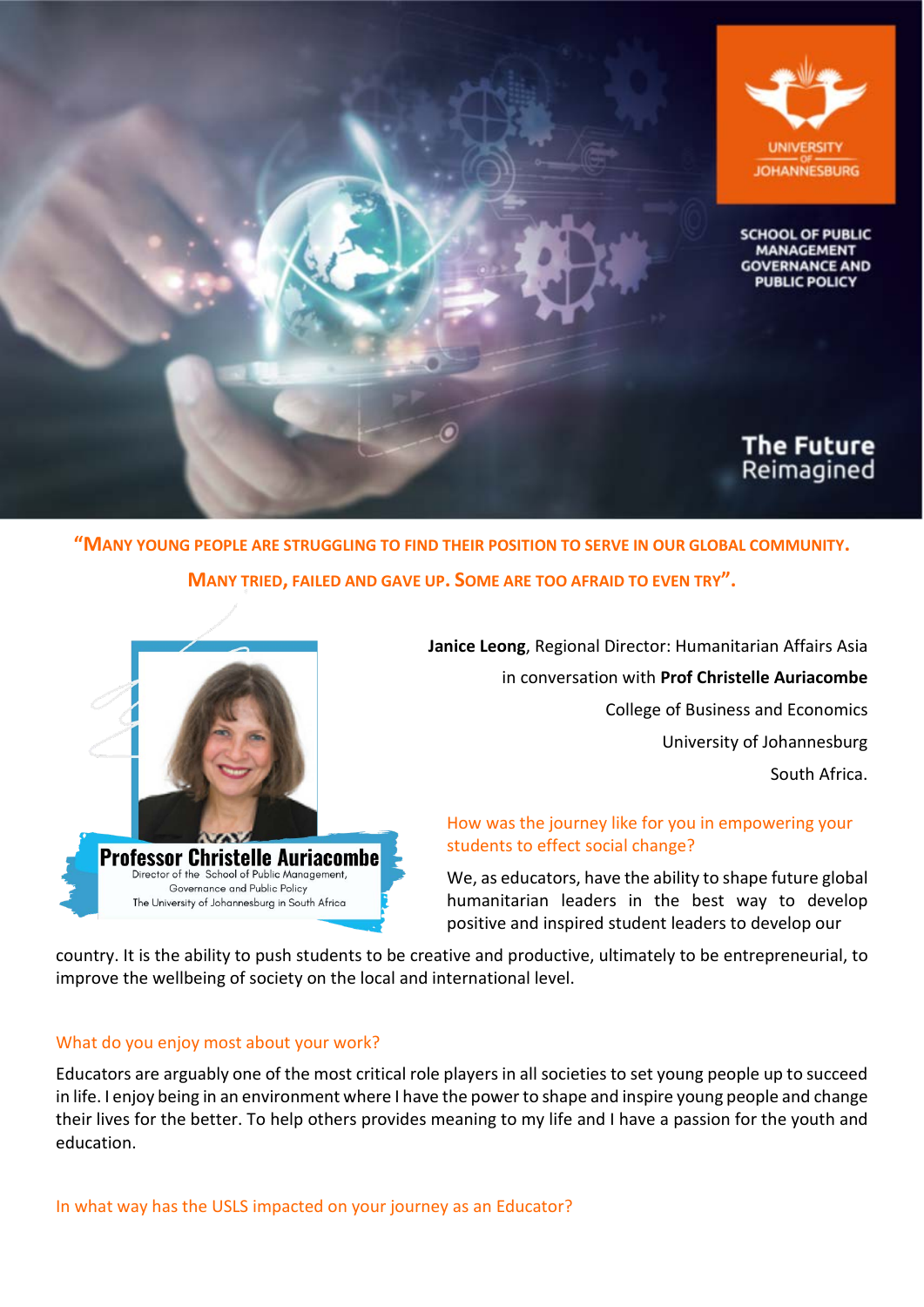UNIVERSITY OF JOHANNESBURG

SCHOOL OF PUBLIC MANAGEMENT GOVERNANCE AND PUBLIC POLICY

**The Future Reimagined**

**"MANY YOUNG PEOPLE ARE STRUGGLING TO FIND THEIR POSITION TO SERVE IN OUR GLOBAL COMMUNITY. MANY TRIED, FAILED AND GAVE UP. SOME ARE TOO AFRAID TO EVEN TRY".**

**Professor Christelle Auriacombe**
Director of the School of Public Management, Governance and Public Policy
The University of Johannesburg in South Africa

**Janice Leong**, Regional Director: Humanitarian Affairs Asia
in conversation with **Prof Christelle Auriacombe**
College of Business and Economics
University of Johannesburg
South Africa.

### How was the journey like for you in empowering your students to effect social change?

We, as educators, have the ability to shape future global humanitarian leaders in the best way to develop positive and inspired student leaders to develop our country. It is the ability to push students to be creative and productive, ultimately to be entrepreneurial, to improve the wellbeing of society on the local and international level.

### What do you enjoy most about your work?

Educators are arguably one of the most critical role players in all societies to set young people up to succeed in life. I enjoy being in an environment where I have the power to shape and inspire young people and change their lives for the better. To help others provides meaning to my life and I have a passion for the youth and education.

### In what way has the USLS impacted on your journey as an Educator?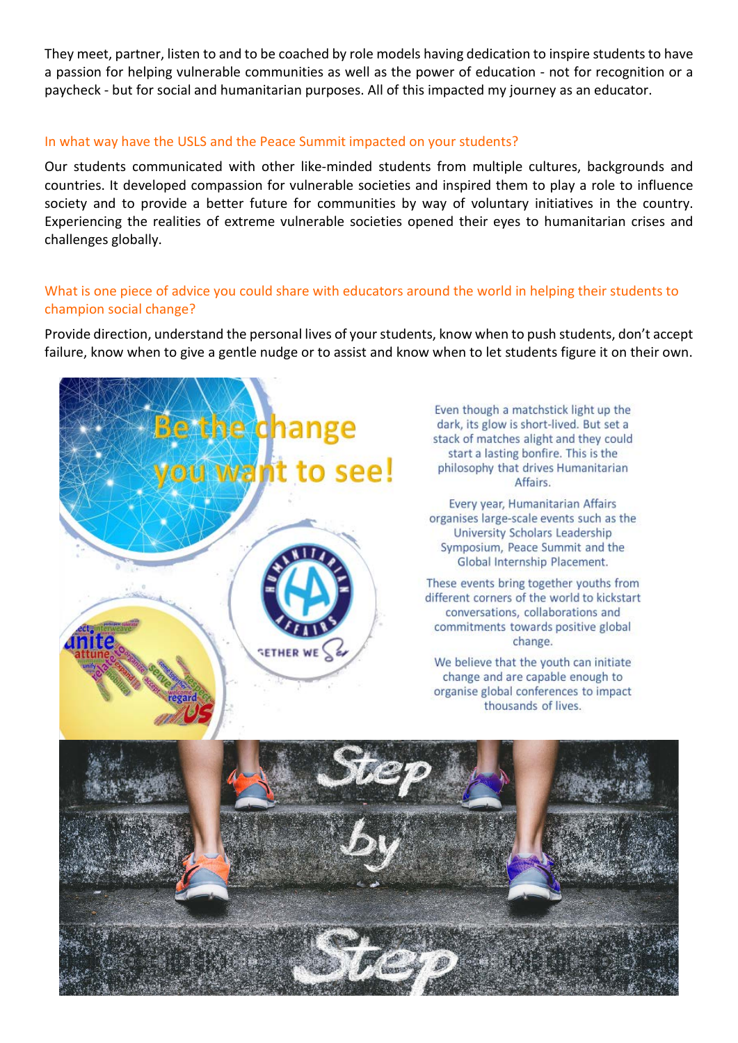They meet, partner, listen to and to be coached by role models having dedication to inspire students to have a passion for helping vulnerable communities as well as the power of education - not for recognition or a paycheck - but for social and humanitarian purposes. All of this impacted my journey as an educator.

### In what way have the USLS and the Peace Summit impacted on your students?

Our students communicated with other like-minded students from multiple cultures, backgrounds and countries. It developed compassion for vulnerable societies and inspired them to play a role to influence society and to provide a better future for communities by way of voluntary initiatives in the country. Experiencing the realities of extreme vulnerable societies opened their eyes to humanitarian crises and challenges globally.

### What is one piece of advice you could share with educators around the world in helping their students to champion social change?

Provide direction, understand the personal lives of your students, know when to push students, don't accept failure, know when to give a gentle nudge or to assist and know when to let students figure it on their own.

Be the change you want to see!

Even though a matchstick light up the dark, its glow is short-lived. But set a stack of matches alight and they could start a lasting bonfire. This is the philosophy that drives Humanitarian Affairs.

Every year, Humanitarian Affairs organises large-scale events such as the University Scholars Leadership Symposium, Peace Summit and the Global Internship Placement.

These events bring together youths from different corners of the world to kickstart conversations, collaborations and commitments towards positive global change.

We believe that the youth can initiate change and are capable enough to organise global conferences to impact thousands of lives.

Step by Step